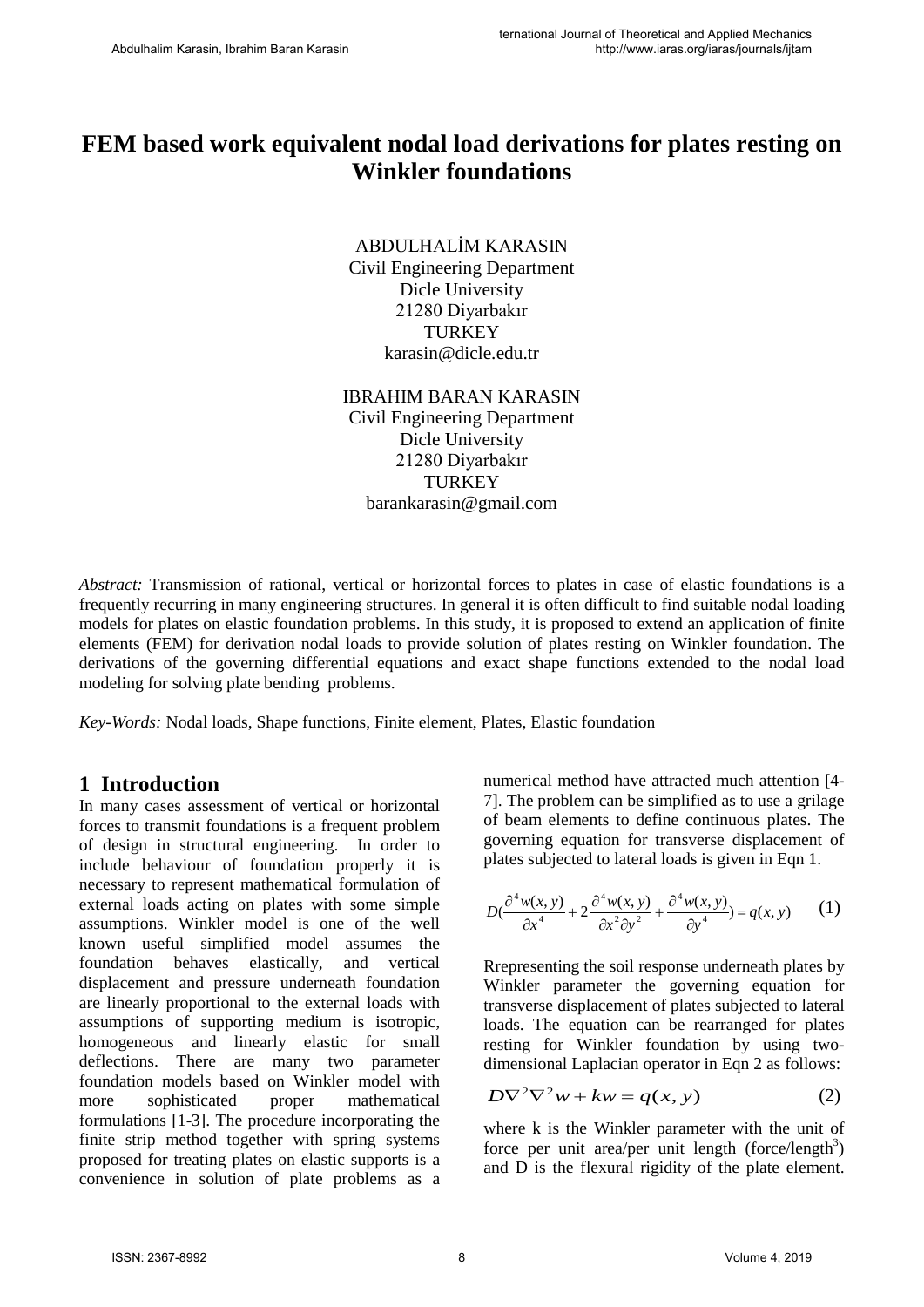# FEM based work equivalent nodal load derivations for plates resting on Winkler foundations

ABDULHALİM KARASIN
Civil Engineering Department
Dicle University
21280 Diyarbakır
TURKEY
karasin@dicle.edu.tr

IBRAHIM BARAN KARASIN
Civil Engineering Department
Dicle University
21280 Diyarbakır
TURKEY
barankarasin@gmail.com

*Abstract:* Transmission of rational, vertical or horizontal forces to plates in case of elastic foundations is a frequently recurring in many engineering structures. In general it is often difficult to find suitable nodal loading models for plates on elastic foundation problems. In this study, it is proposed to extend an application of finite elements (FEM) for derivation nodal loads to provide solution of plates resting on Winkler foundation. The derivations of the governing differential equations and exact shape functions extended to the nodal load modeling for solving plate bending problems.

*Key-Words:* Nodal loads, Shape functions, Finite element, Plates, Elastic foundation

## 1 Introduction

In many cases assessment of vertical or horizontal forces to transmit foundations is a frequent problem of design in structural engineering. In order to include behaviour of foundation properly it is necessary to represent mathematical formulation of external loads acting on plates with some simple assumptions. Winkler model is one of the well known useful simplified model assumes the foundation behaves elastically, and vertical displacement and pressure underneath foundation are linearly proportional to the external loads with assumptions of supporting medium is isotropic, homogeneous and linearly elastic for small deflections. There are many two parameter foundation models based on Winkler model with more sophisticated proper mathematical formulations [1-3]. The procedure incorporating the finite strip method together with spring systems proposed for treating plates on elastic supports is a convenience in solution of plate problems as a numerical method have attracted much attention [4-7]. The problem can be simplified as to use a grilage of beam elements to define continuous plates. The governing equation for transverse displacement of plates subjected to lateral loads is given in Eqn 1.

$$D\left(\frac{\partial^4 w(x,y)}{\partial x^4} + 2\frac{\partial^4 w(x,y)}{\partial x^2 \partial y^2} + \frac{\partial^4 w(x,y)}{\partial y^4}\right) = q(x,y) \qquad (1)$$

Rrepresenting the soil response underneath plates by Winkler parameter the governing equation for transverse displacement of plates subjected to lateral loads. The equation can be rearranged for plates resting for Winkler foundation by using two-dimensional Laplacian operator in Eqn 2 as follows:

$$D\nabla^2\nabla^2 w + kw = q(x,y) \qquad (2)$$

where k is the Winkler parameter with the unit of force per unit area/per unit length (force/length$^3$) and D is the flexural rigidity of the plate element.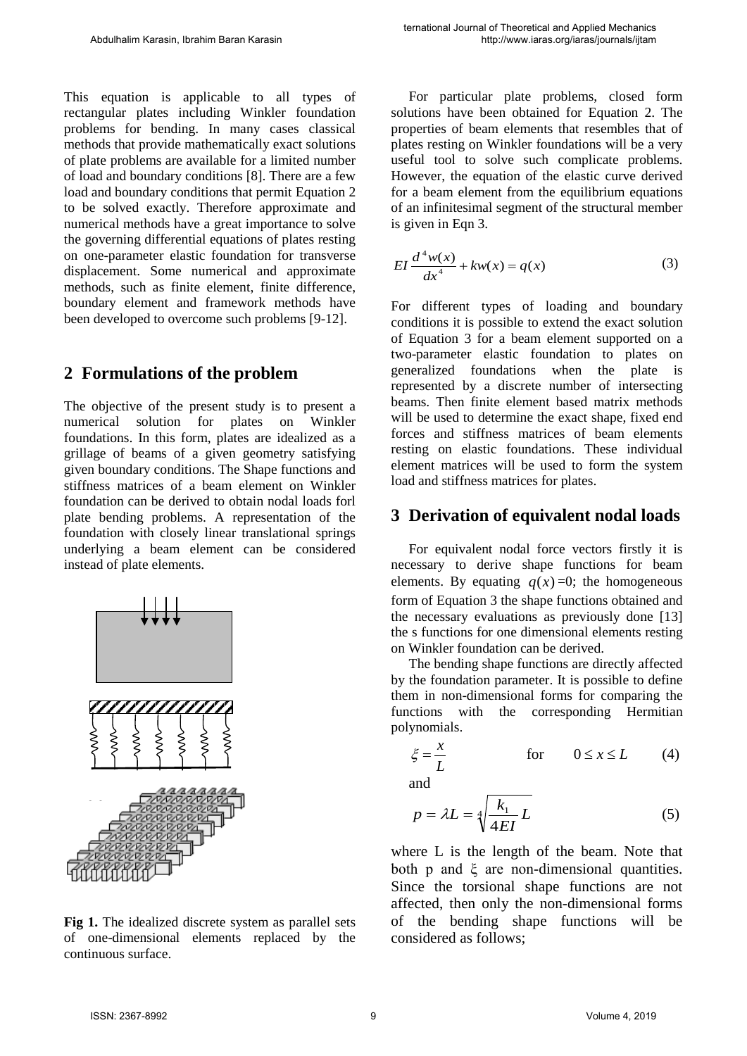This equation is applicable to all types of rectangular plates including Winkler foundation problems for bending. In many cases classical methods that provide mathematically exact solutions of plate problems are available for a limited number of load and boundary conditions [8]. There are a few load and boundary conditions that permit Equation 2 to be solved exactly. Therefore approximate and numerical methods have a great importance to solve the governing differential equations of plates resting on one-parameter elastic foundation for transverse displacement. Some numerical and approximate methods, such as finite element, finite difference, boundary element and framework methods have been developed to overcome such problems [9-12].

## 2 Formulations of the problem

The objective of the present study is to present a numerical solution for plates on Winkler foundations. In this form, plates are idealized as a grillage of beams of a given geometry satisfying given boundary conditions. The Shape functions and stiffness matrices of a beam element on Winkler foundation can be derived to obtain nodal loads forl plate bending problems. A representation of the foundation with closely linear translational springs underlying a beam element can be considered instead of plate elements.

**Fig 1.** The idealized discrete system as parallel sets of one-dimensional elements replaced by the continuous surface.

For particular plate problems, closed form solutions have been obtained for Equation 2. The properties of beam elements that resembles that of plates resting on Winkler foundations will be a very useful tool to solve such complicate problems. However, the equation of the elastic curve derived for a beam element from the equilibrium equations of an infinitesimal segment of the structural member is given in Eqn 3.

$$EI\frac{d^4w(x)}{dx^4}+kw(x)=q(x) \tag{3}$$

For different types of loading and boundary conditions it is possible to extend the exact solution of Equation 3 for a beam element supported on a two-parameter elastic foundation to plates on generalized foundations when the plate is represented by a discrete number of intersecting beams. Then finite element based matrix methods will be used to determine the exact shape, fixed end forces and stiffness matrices of beam elements resting on elastic foundations. These individual element matrices will be used to form the system load and stiffness matrices for plates.

## 3 Derivation of equivalent nodal loads

For equivalent nodal force vectors firstly it is necessary to derive shape functions for beam elements. By equating $q(x)$=0; the homogeneous form of Equation 3 the shape functions obtained and the necessary evaluations as previously done [13] the s functions for one dimensional elements resting on Winkler foundation can be derived.

The bending shape functions are directly affected by the foundation parameter. It is possible to define them in non-dimensional forms for comparing the functions with the corresponding Hermitian polynomials.

$$\xi=\frac{x}{L} \qquad \text{for} \qquad 0\le x\le L \tag{4}$$

and

$$p=\lambda L=\sqrt[4]{\frac{k_1}{4EI}}L \tag{5}$$

where L is the length of the beam. Note that both p and ξ are non-dimensional quantities. Since the torsional shape functions are not affected, then only the non-dimensional forms of the bending shape functions will be considered as follows;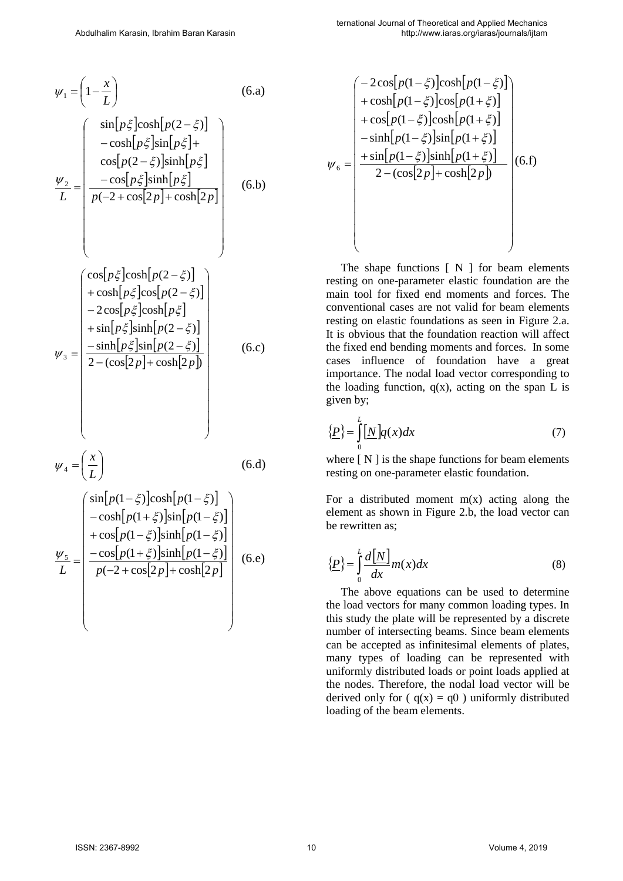$$\psi_1 = \left(1 - \frac{x}{L}\right) \tag{6.a}$$

$$\frac{\psi_2}{L} = \left( \frac{\begin{array}{c} \sin[p\xi]\cosh[p(2-\xi)] \\ -\cosh[p\xi]\sin[p\xi] + \\ \cos[p(2-\xi)]\sinh[p\xi] \\ -\cos[p\xi]\sinh[p\xi] \end{array}}{p(-2+\cos[2p]+\cosh[2p]} \right) \tag{6.b}$$

$$\psi_3 = \left( \frac{\begin{array}{c} \cos[p\xi]\cosh[p(2-\xi)] \\ +\cosh[p\xi]\cos[p(2-\xi)] \\ -2\cos[p\xi]\cosh[p\xi] \\ +\sin[p\xi]\sinh[p(2-\xi)] \\ -\sinh[p\xi]\sin[p(2-\xi)] \end{array}}{2-(\cos[2p]+\cosh[2p])} \right) \tag{6.c}$$

$$\psi_4 = \left(\frac{x}{L}\right) \tag{6.d}$$

$$\frac{\psi_5}{L} = \left( \frac{\begin{array}{c} \sin[p(1-\xi)]\cosh[p(1-\xi)] \\ -\cosh[p(1+\xi)]\sin[p(1-\xi)] \\ +\cos[p(1-\xi)]\sinh[p(1-\xi)] \\ -\cos[p(1+\xi)]\sinh[p(1-\xi)] \end{array}}{p(-2+\cos[2p]+\cosh[2p]} \right) \tag{6.e}$$

$$\psi_6 = \left( \frac{\begin{array}{c} -2\cos[p(1-\xi)]\cosh[p(1-\xi)] \\ +\cosh[p(1-\xi)]\cos[p(1+\xi)] \\ +\cos[p(1-\xi)]\cosh[p(1+\xi)] \\ -\sinh[p(1-\xi)]\sin[p(1+\xi)] \\ +\sin[p(1-\xi)]\sinh[p(1+\xi)] \end{array}}{2-(\cos[2p]+\cosh[2p])} \right) \tag{6.f}$$

The shape functions [ N ] for beam elements resting on one-parameter elastic foundation are the main tool for fixed end moments and forces. The conventional cases are not valid for beam elements resting on elastic foundations as seen in Figure 2.a. It is obvious that the foundation reaction will affect the fixed end bending moments and forces. In some cases influence of foundation have a great importance. The nodal load vector corresponding to the loading function, q(x), acting on the span L is given by;

$$\{\underline{P}\} = \int_0^L [\underline{N}] q(x) dx \tag{7}$$

where [ N ] is the shape functions for beam elements resting on one-parameter elastic foundation.

For a distributed moment m(x) acting along the element as shown in Figure 2.b, the load vector can be rewritten as;

$$\{\underline{P}\} = \int_0^L \frac{d[\underline{N}]}{dx} m(x) dx \tag{8}$$

The above equations can be used to determine the load vectors for many common loading types. In this study the plate will be represented by a discrete number of intersecting beams. Since beam elements can be accepted as infinitesimal elements of plates, many types of loading can be represented with uniformly distributed loads or point loads applied at the nodes. Therefore, the nodal load vector will be derived only for ( q(x) = q0 ) uniformly distributed loading of the beam elements.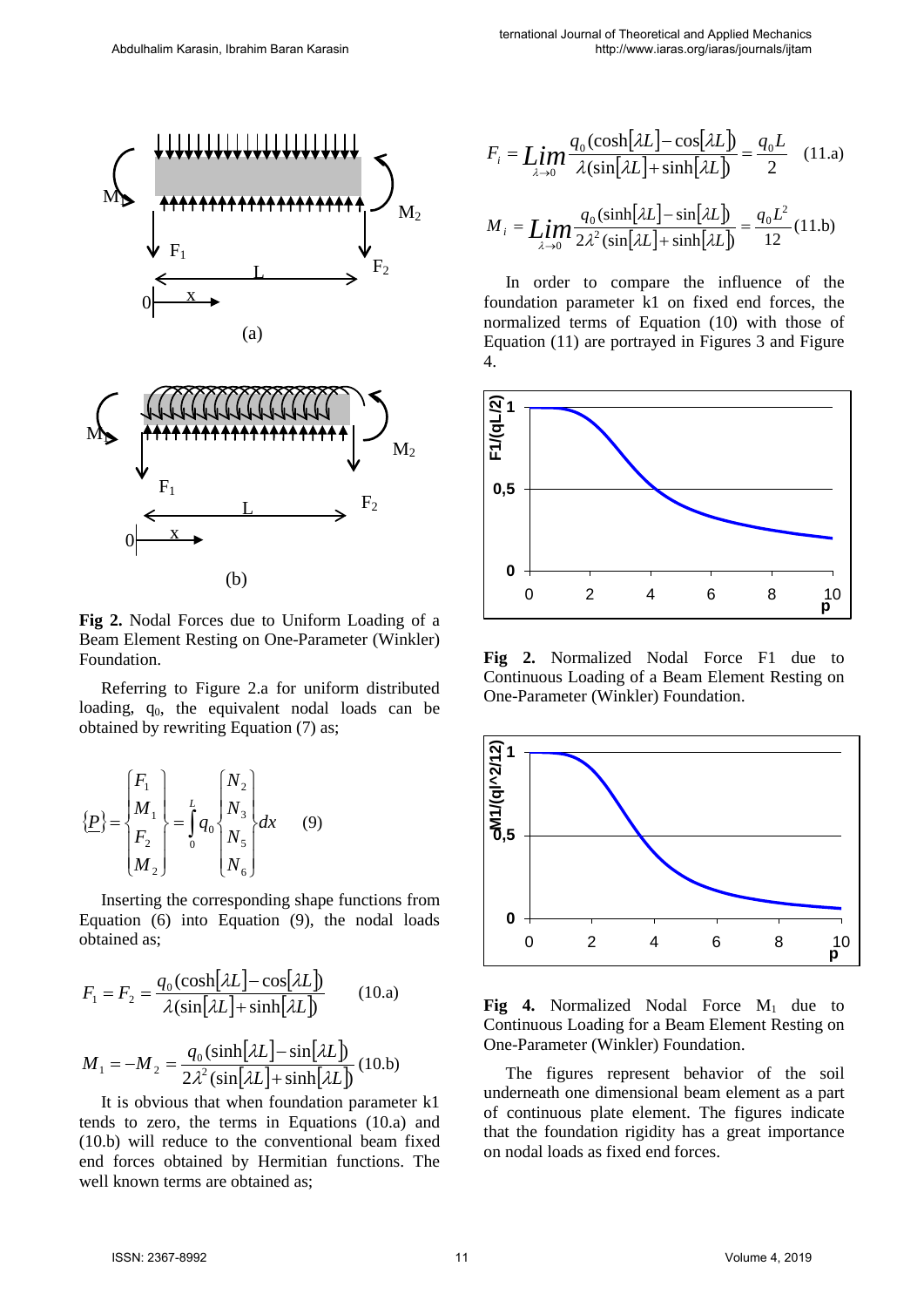Fig 2. Nodal Forces due to Uniform Loading of a Beam Element Resting on One-Parameter (Winkler) Foundation.

Referring to Figure 2.a for uniform distributed loading, $q_0$, the equivalent nodal loads can be obtained by rewriting Equation (7) as;

$$\{\underline{P}\} = \begin{Bmatrix} F_1 \\ M_1 \\ F_2 \\ M_2 \end{Bmatrix} = \int_0^L q_0 \begin{Bmatrix} N_2 \\ N_3 \\ N_5 \\ N_6 \end{Bmatrix} dx \qquad (9)$$

Inserting the corresponding shape functions from Equation (6) into Equation (9), the nodal loads obtained as;

$$F_1 = F_2 = \frac{q_0(\cosh[\lambda L] - \cos[\lambda L])}{\lambda(\sin[\lambda L] + \sinh[\lambda L])} \qquad (10.a)$$

$$M_1 = -M_2 = \frac{q_0(\sinh[\lambda L] - \sin[\lambda L])}{2\lambda^2(\sin[\lambda L] + \sinh[\lambda L])} \quad (10.b)$$

It is obvious that when foundation parameter k1 tends to zero, the terms in Equations (10.a) and (10.b) will reduce to the conventional beam fixed end forces obtained by Hermitian functions. The well known terms are obtained as;

$$F_i = \lim_{\lambda \to 0} \frac{q_0(\cosh[\lambda L] - \cos[\lambda L])}{\lambda(\sin[\lambda L] + \sinh[\lambda L])} = \frac{q_0 L}{2} \qquad (11.a)$$

$$M_i = \lim_{\lambda \to 0} \frac{q_0(\sinh[\lambda L] - \sin[\lambda L])}{2\lambda^2(\sin[\lambda L] + \sinh[\lambda L])} = \frac{q_0 L^2}{12} \quad (11.b)$$

In order to compare the influence of the foundation parameter k1 on fixed end forces, the normalized terms of Equation (10) with those of Equation (11) are portrayed in Figures 3 and Figure 4.

Fig 2. Normalized Nodal Force F1 due to Continuous Loading of a Beam Element Resting on One-Parameter (Winkler) Foundation.

Fig 4. Normalized Nodal Force $M_1$ due to Continuous Loading for a Beam Element Resting on One-Parameter (Winkler) Foundation.

The figures represent behavior of the soil underneath one dimensional beam element as a part of continuous plate element. The figures indicate that the foundation rigidity has a great importance on nodal loads as fixed end forces.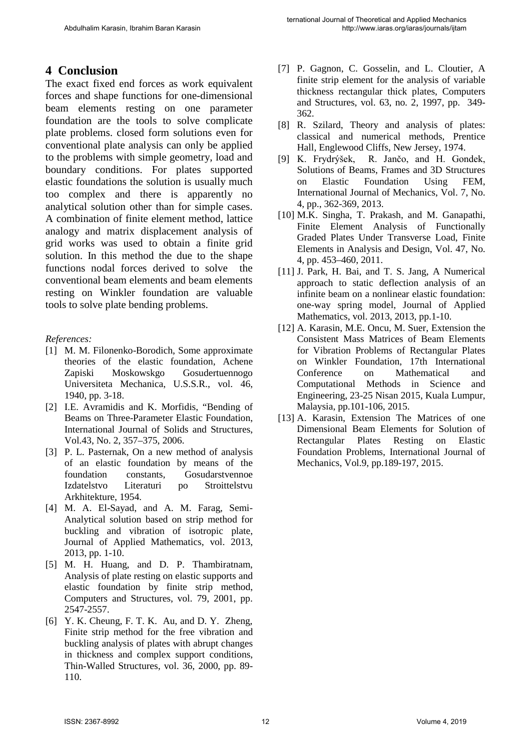## 4 Conclusion

The exact fixed end forces as work equivalent forces and shape functions for one-dimensional beam elements resting on one parameter foundation are the tools to solve complicate plate problems. closed form solutions even for conventional plate analysis can only be applied to the problems with simple geometry, load and boundary conditions. For plates supported elastic foundations the solution is usually much too complex and there is apparently no analytical solution other than for simple cases. A combination of finite element method, lattice analogy and matrix displacement analysis of grid works was used to obtain a finite grid solution. In this method the due to the shape functions nodal forces derived to solve the conventional beam elements and beam elements resting on Winkler foundation are valuable tools to solve plate bending problems.

*References:*

[1] M. M. Filonenko-Borodich, Some approximate theories of the elastic foundation, Achene Zapiski Moskowskgo Gosudertuennogo Universiteta Mechanica, U.S.S.R., vol. 46, 1940, pp. 3-18.

[2] I.E. Avramidis and K. Morfidis, "Bending of Beams on Three-Parameter Elastic Foundation, International Journal of Solids and Structures, Vol.43, No. 2, 357–375, 2006.

[3] P. L. Pasternak, On a new method of analysis of an elastic foundation by means of the foundation constants, Gosudarstvennoe Izdatelstvo Literaturi po Stroittelstvu Arkhitekture, 1954.

[4] M. A. El-Sayad, and A. M. Farag, Semi-Analytical solution based on strip method for buckling and vibration of isotropic plate, Journal of Applied Mathematics, vol. 2013, 2013, pp. 1-10.

[5] M. H. Huang, and D. P. Thambiratnam, Analysis of plate resting on elastic supports and elastic foundation by finite strip method, Computers and Structures, vol. 79, 2001, pp. 2547-2557.

[6] Y. K. Cheung, F. T. K. Au, and D. Y. Zheng, Finite strip method for the free vibration and buckling analysis of plates with abrupt changes in thickness and complex support conditions, Thin-Walled Structures, vol. 36, 2000, pp. 89-110.

[7] P. Gagnon, C. Gosselin, and L. Cloutier, A finite strip element for the analysis of variable thickness rectangular thick plates, Computers and Structures, vol. 63, no. 2, 1997, pp. 349-362.

[8] R. Szilard, Theory and analysis of plates: classical and numerical methods, Prentice Hall, Englewood Cliffs, New Jersey, 1974.

[9] K. Frydrýšek, R. Jančo, and H. Gondek, Solutions of Beams, Frames and 3D Structures on Elastic Foundation Using FEM, International Journal of Mechanics, Vol. 7, No. 4, pp., 362-369, 2013.

[10] M.K. Singha, T. Prakash, and M. Ganapathi, Finite Element Analysis of Functionally Graded Plates Under Transverse Load, Finite Elements in Analysis and Design, Vol. 47, No. 4, pp. 453–460, 2011.

[11] J. Park, H. Bai, and T. S. Jang, A Numerical approach to static deflection analysis of an infinite beam on a nonlinear elastic foundation: one-way spring model, Journal of Applied Mathematics, vol. 2013, 2013, pp.1-10.

[12] A. Karasin, M.E. Oncu, M. Suer, Extension the Consistent Mass Matrices of Beam Elements for Vibration Problems of Rectangular Plates on Winkler Foundation, 17th International Conference on Mathematical and Computational Methods in Science and Engineering, 23-25 Nisan 2015, Kuala Lumpur, Malaysia, pp.101-106, 2015.

[13] A. Karasin, Extension The Matrices of one Dimensional Beam Elements for Solution of Rectangular Plates Resting on Elastic Foundation Problems, International Journal of Mechanics, Vol.9, pp.189-197, 2015.